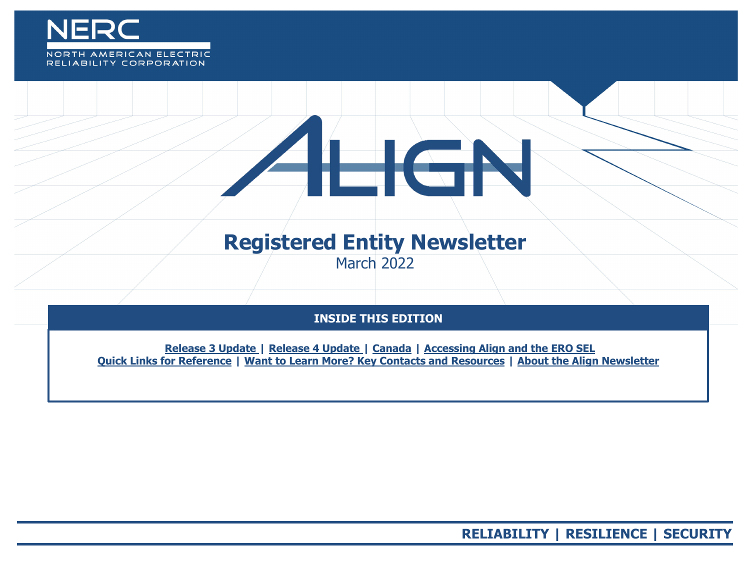NERC

NORTH AMERICAN ELECTRIC RELIABILITY CORPORATION

# ALIGN

## Registered Entity Newsletter

March 2022

### INSIDE THIS EDITION

**Release 3 Update** | **Release 4 Update** | **Canada** | **Accessing Align and the ERO SEL**
**Quick Links for Reference** | **Want to Learn More? Key Contacts and Resources** | **About the Align Newsletter**

**RELIABILITY | RESILIENCE | SECURITY**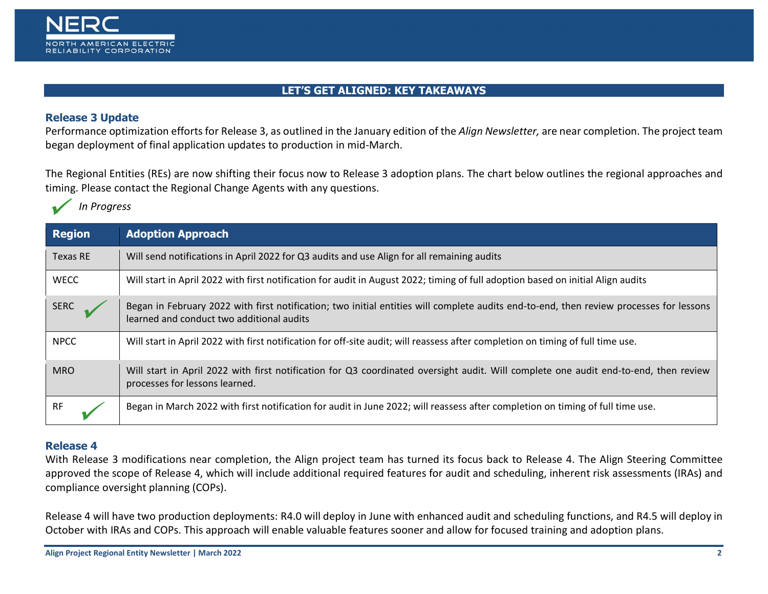## LET'S GET ALIGNED: KEY TAKEAWAYS

### Release 3 Update

Performance optimization efforts for Release 3, as outlined in the January edition of the *Align Newsletter,* are near completion. The project team began deployment of final application updates to production in mid-March.

The Regional Entities (REs) are now shifting their focus now to Release 3 adoption plans. The chart below outlines the regional approaches and timing. Please contact the Regional Change Agents with any questions.

✓ *In Progress*

| Region | Adoption Approach |
|---|---|
| Texas RE | Will send notifications in April 2022 for Q3 audits and use Align for all remaining audits |
| WECC | Will start in April 2022 with first notification for audit in August 2022; timing of full adoption based on initial Align audits |
| SERC ✓ | Began in February 2022 with first notification; two initial entities will complete audits end-to-end, then review processes for lessons learned and conduct two additional audits |
| NPCC | Will start in April 2022 with first notification for off-site audit; will reassess after completion on timing of full time use. |
| MRO | Will start in April 2022 with first notification for Q3 coordinated oversight audit. Will complete one audit end-to-end, then review processes for lessons learned. |
| RF ✓ | Began in March 2022 with first notification for audit in June 2022; will reassess after completion on timing of full time use. |

### Release 4

With Release 3 modifications near completion, the Align project team has turned its focus back to Release 4. The Align Steering Committee approved the scope of Release 4, which will include additional required features for audit and scheduling, inherent risk assessments (IRAs) and compliance oversight planning (COPs).

Release 4 will have two production deployments: R4.0 will deploy in June with enhanced audit and scheduling functions, and R4.5 will deploy in October with IRAs and COPs. This approach will enable valuable features sooner and allow for focused training and adoption plans.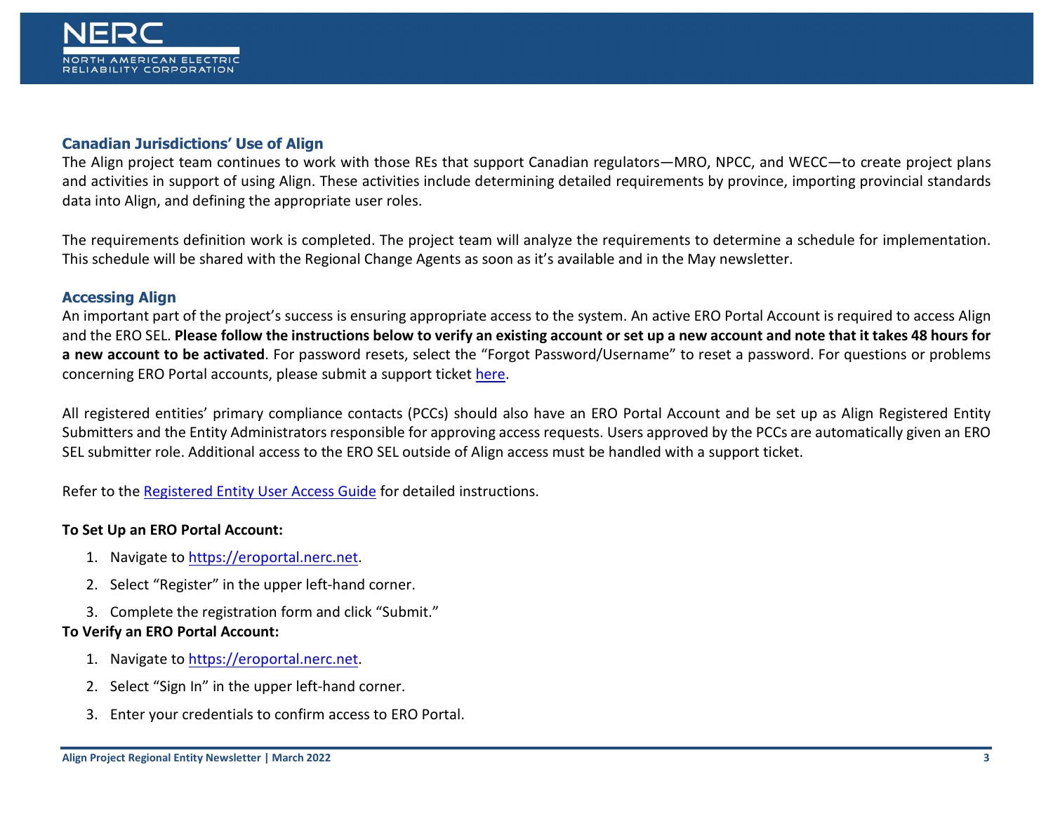### Canadian Jurisdictions' Use of Align

The Align project team continues to work with those REs that support Canadian regulators—MRO, NPCC, and WECC—to create project plans and activities in support of using Align. These activities include determining detailed requirements by province, importing provincial standards data into Align, and defining the appropriate user roles.

The requirements definition work is completed. The project team will analyze the requirements to determine a schedule for implementation. This schedule will be shared with the Regional Change Agents as soon as it's available and in the May newsletter.

### Accessing Align

An important part of the project's success is ensuring appropriate access to the system. An active ERO Portal Account is required to access Align and the ERO SEL. **Please follow the instructions below to verify an existing account or set up a new account and note that it takes 48 hours for a new account to be activated**. For password resets, select the "Forgot Password/Username" to reset a password. For questions or problems concerning ERO Portal accounts, please submit a support ticket [here]().

All registered entities' primary compliance contacts (PCCs) should also have an ERO Portal Account and be set up as Align Registered Entity Submitters and the Entity Administrators responsible for approving access requests. Users approved by the PCCs are automatically given an ERO SEL submitter role. Additional access to the ERO SEL outside of Align access must be handled with a support ticket.

Refer to the [Registered Entity User Access Guide]() for detailed instructions.

**To Set Up an ERO Portal Account:**

1. Navigate to [https://eroportal.nerc.net](https://eroportal.nerc.net).
2. Select "Register" in the upper left-hand corner.
3. Complete the registration form and click "Submit."

**To Verify an ERO Portal Account:**

1. Navigate to [https://eroportal.nerc.net](https://eroportal.nerc.net).
2. Select "Sign In" in the upper left-hand corner.
3. Enter your credentials to confirm access to ERO Portal.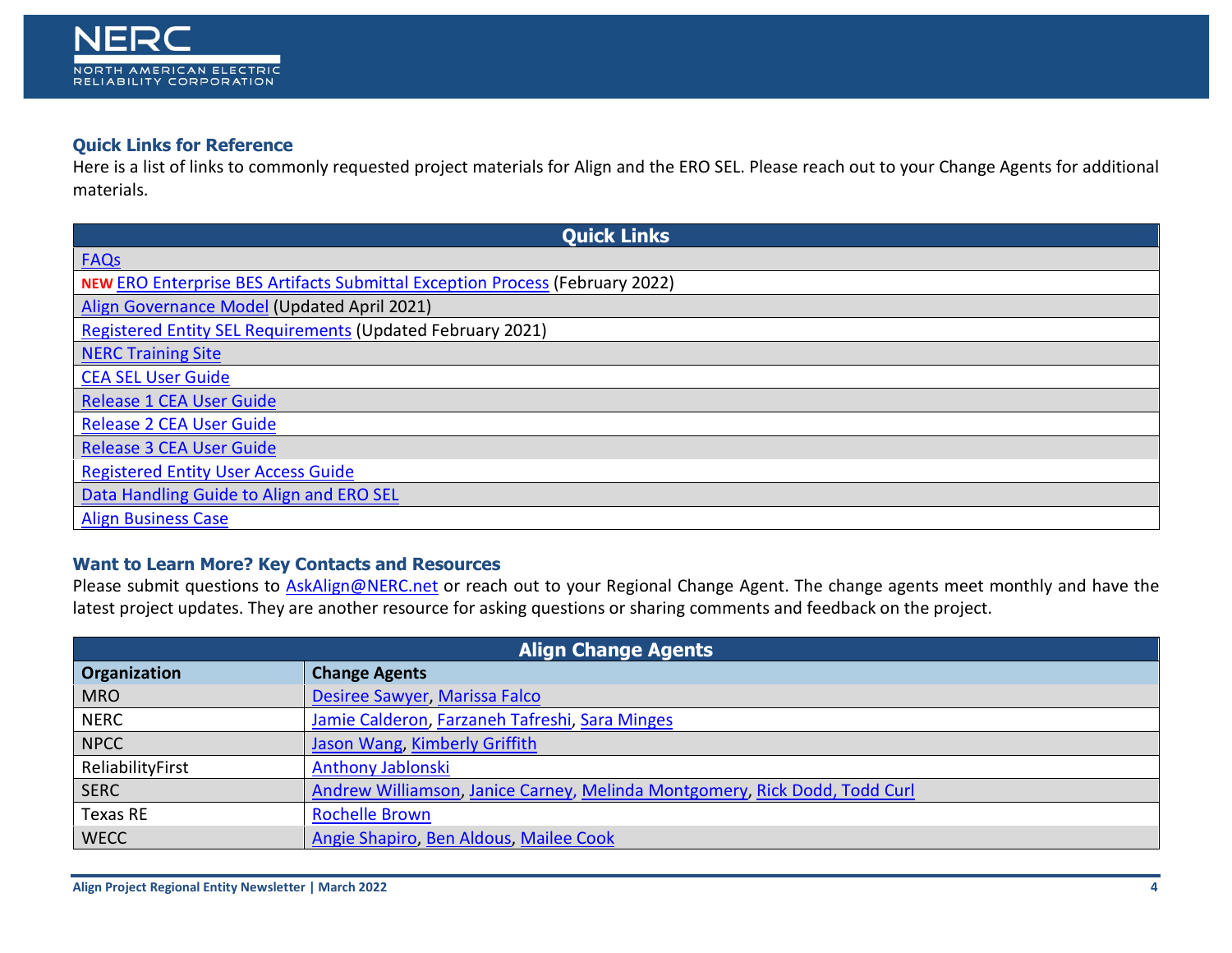## Quick Links for Reference

Here is a list of links to commonly requested project materials for Align and the ERO SEL. Please reach out to your Change Agents for additional materials.

| Quick Links |
|---|
| FAQs |
| **NEW** ERO Enterprise BES Artifacts Submittal Exception Process (February 2022) |
| Align Governance Model (Updated April 2021) |
| Registered Entity SEL Requirements (Updated February 2021) |
| NERC Training Site |
| CEA SEL User Guide |
| Release 1 CEA User Guide |
| Release 2 CEA User Guide |
| Release 3 CEA User Guide |
| Registered Entity User Access Guide |
| Data Handling Guide to Align and ERO SEL |
| Align Business Case |

## Want to Learn More? Key Contacts and Resources

Please submit questions to AskAlign@NERC.net or reach out to your Regional Change Agent. The change agents meet monthly and have the latest project updates. They are another resource for asking questions or sharing comments and feedback on the project.

| Align Change Agents | |
|---|---|
| **Organization** | **Change Agents** |
| MRO | Desiree Sawyer, Marissa Falco |
| NERC | Jamie Calderon, Farzaneh Tafreshi, Sara Minges |
| NPCC | Jason Wang, Kimberly Griffith |
| ReliabilityFirst | Anthony Jablonski |
| SERC | Andrew Williamson, Janice Carney, Melinda Montgomery, Rick Dodd, Todd Curl |
| Texas RE | Rochelle Brown |
| WECC | Angie Shapiro, Ben Aldous, Mailee Cook |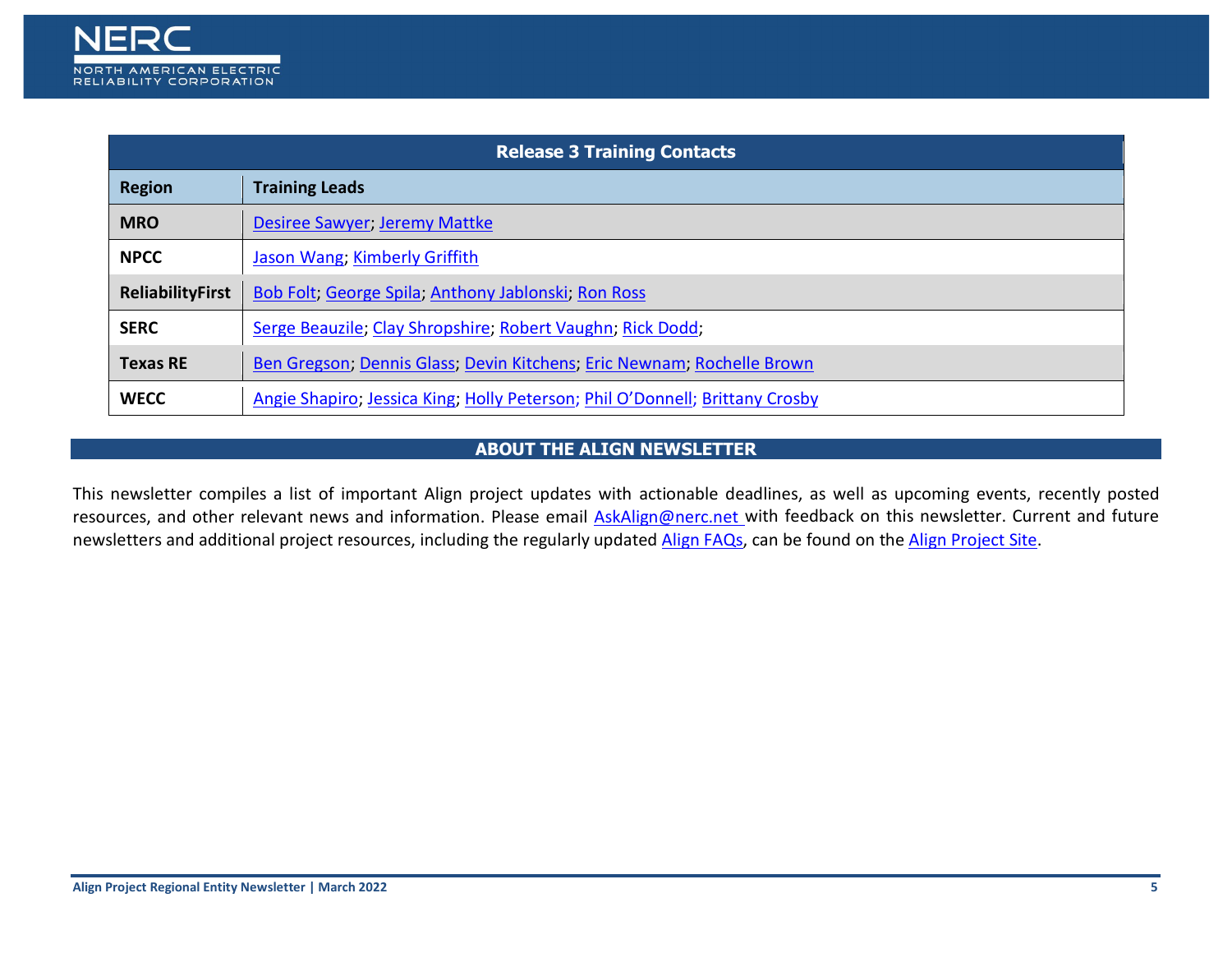| Release 3 Training Contacts | |
|---|---|
| **Region** | **Training Leads** |
| **MRO** | Desiree Sawyer; Jeremy Mattke |
| **NPCC** | Jason Wang; Kimberly Griffith |
| **ReliabilityFirst** | Bob Folt; George Spila; Anthony Jablonski; Ron Ross |
| **SERC** | Serge Beauzile; Clay Shropshire; Robert Vaughn; Rick Dodd; |
| **Texas RE** | Ben Gregson; Dennis Glass; Devin Kitchens; Eric Newnam; Rochelle Brown |
| **WECC** | Angie Shapiro; Jessica King; Holly Peterson; Phil O'Donnell; Brittany Crosby |

## ABOUT THE ALIGN NEWSLETTER

This newsletter compiles a list of important Align project updates with actionable deadlines, as well as upcoming events, recently posted resources, and other relevant news and information. Please email AskAlign@nerc.net with feedback on this newsletter. Current and future newsletters and additional project resources, including the regularly updated Align FAQs, can be found on the Align Project Site.